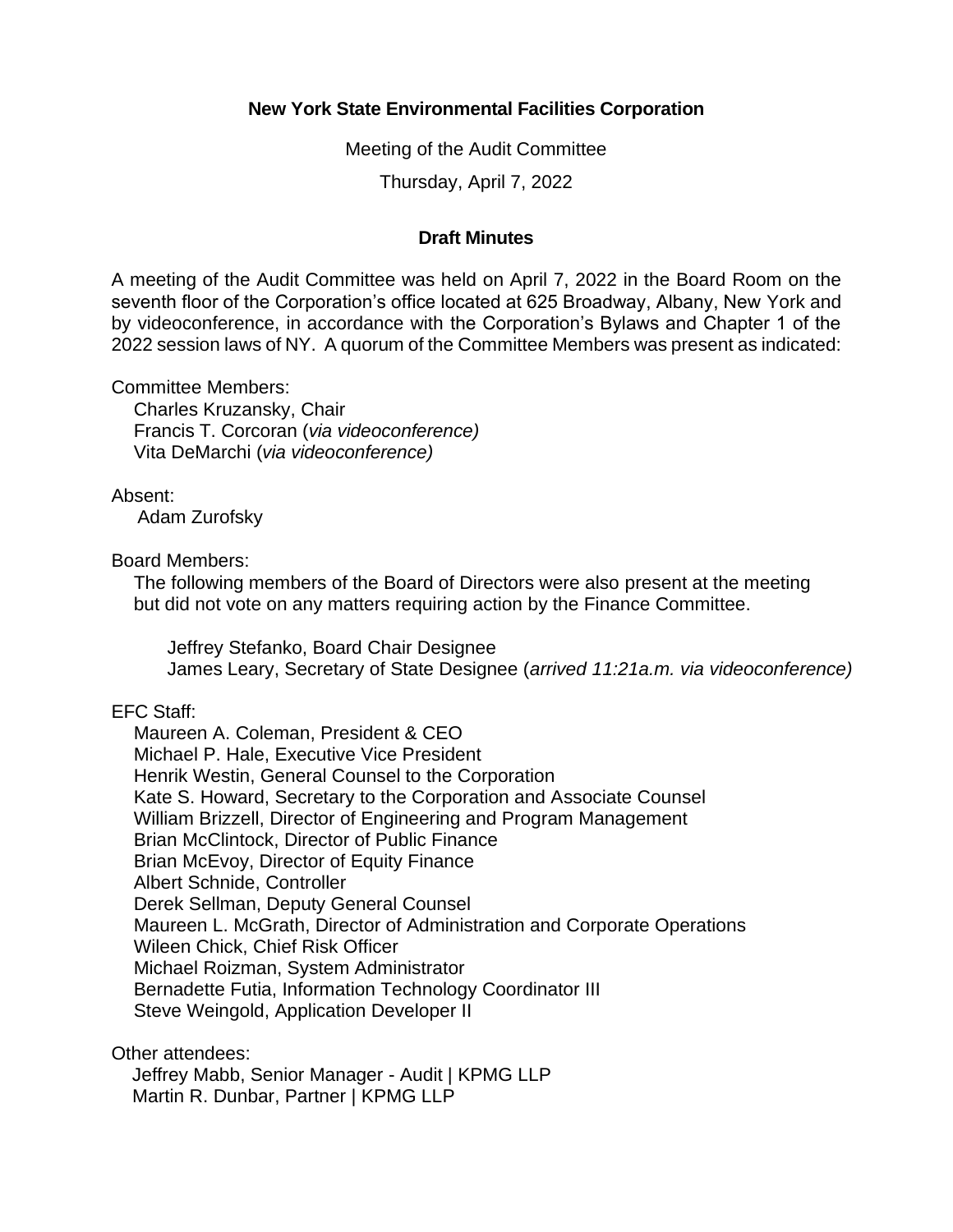**New York State Environmental Facilities Corporation**

Meeting of the Audit Committee

Thursday, April 7, 2022

**Draft Minutes**

A meeting of the Audit Committee was held on April 7, 2022 in the Board Room on the seventh floor of the Corporation's office located at 625 Broadway, Albany, New York and by videoconference, in accordance with the Corporation's Bylaws and Chapter 1 of the 2022 session laws of NY. A quorum of the Committee Members was present as indicated:

Committee Members:
- Charles Kruzansky, Chair
- Francis T. Corcoran (*via videoconference)*
- Vita DeMarchi (*via videoconference)*

Absent:
- Adam Zurofsky

Board Members:

The following members of the Board of Directors were also present at the meeting but did not vote on any matters requiring action by the Finance Committee.

- Jeffrey Stefanko, Board Chair Designee
- James Leary, Secretary of State Designee (*arrived 11:21a.m. via videoconference)*

EFC Staff:
- Maureen A. Coleman, President & CEO
- Michael P. Hale, Executive Vice President
- Henrik Westin, General Counsel to the Corporation
- Kate S. Howard, Secretary to the Corporation and Associate Counsel
- William Brizzell, Director of Engineering and Program Management
- Brian McClintock, Director of Public Finance
- Brian McEvoy, Director of Equity Finance
- Albert Schnide, Controller
- Derek Sellman, Deputy General Counsel
- Maureen L. McGrath, Director of Administration and Corporate Operations
- Wileen Chick, Chief Risk Officer
- Michael Roizman, System Administrator
- Bernadette Futia, Information Technology Coordinator III
- Steve Weingold, Application Developer II

Other attendees:
- Jeffrey Mabb, Senior Manager - Audit | KPMG LLP
- Martin R. Dunbar, Partner | KPMG LLP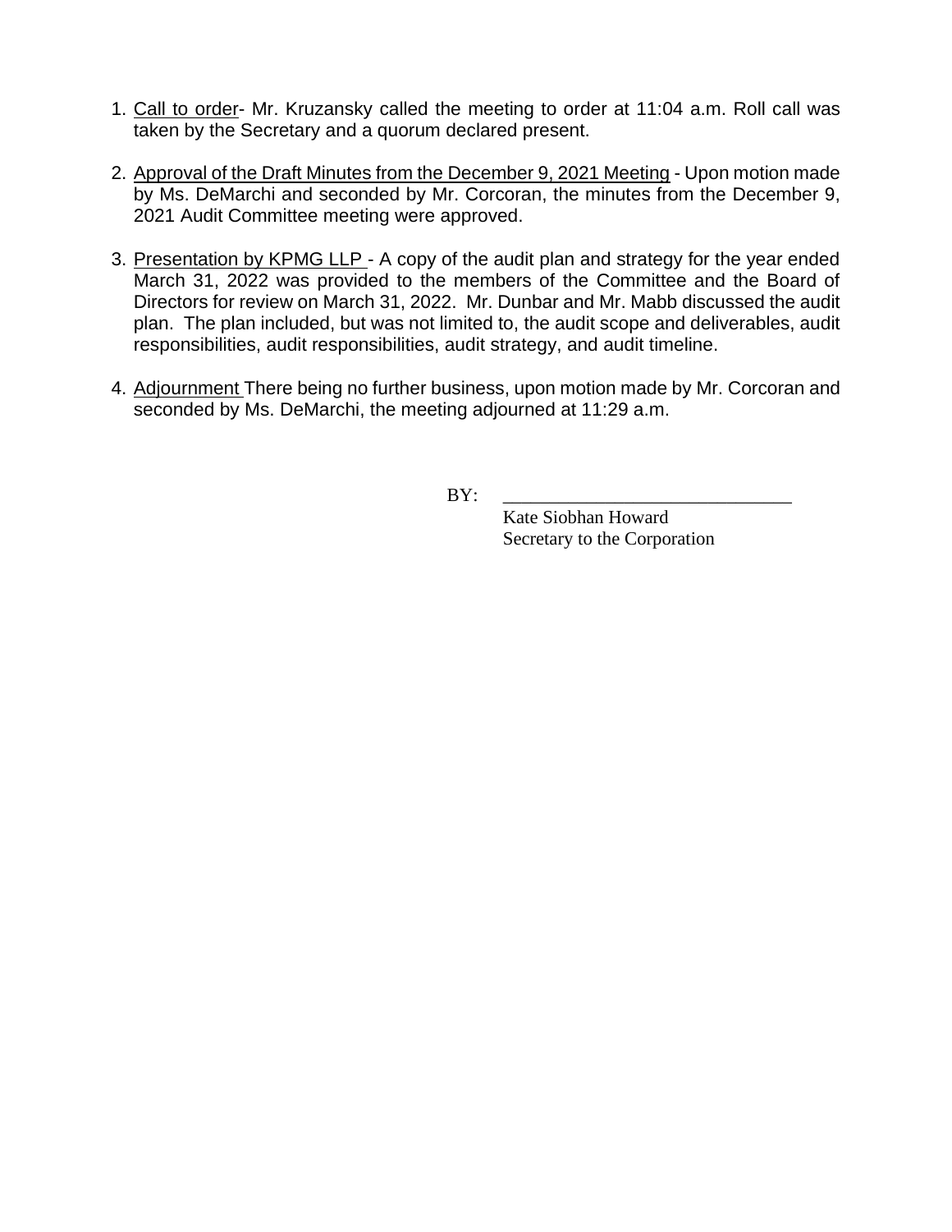1. Call to order- Mr. Kruzansky called the meeting to order at 11:04 a.m. Roll call was taken by the Secretary and a quorum declared present.

2. Approval of the Draft Minutes from the December 9, 2021 Meeting - Upon motion made by Ms. DeMarchi and seconded by Mr. Corcoran, the minutes from the December 9, 2021 Audit Committee meeting were approved.

3. Presentation by KPMG LLP - A copy of the audit plan and strategy for the year ended March 31, 2022 was provided to the members of the Committee and the Board of Directors for review on March 31, 2022. Mr. Dunbar and Mr. Mabb discussed the audit plan. The plan included, but was not limited to, the audit scope and deliverables, audit responsibilities, audit responsibilities, audit strategy, and audit timeline.

4. Adjournment There being no further business, upon motion made by Mr. Corcoran and seconded by Ms. DeMarchi, the meeting adjourned at 11:29 a.m.

BY: ______________________________

Kate Siobhan Howard
Secretary to the Corporation